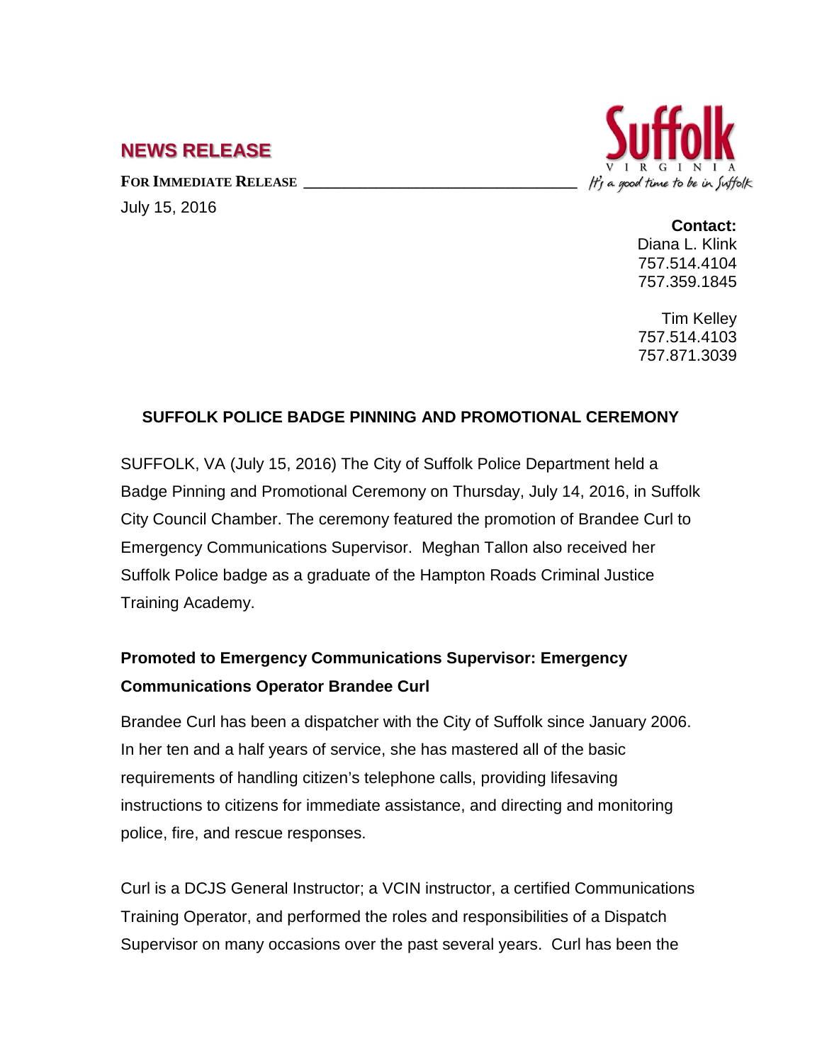## NEWS RELEASE

**FOR IMMEDIATE RELEASE**

July 15, 2016

Suffolk VIRGINIA *It's a good time to be in Suffolk*

**Contact:**
Diana L. Klink
757.514.4104
757.359.1845

Tim Kelley
757.514.4103
757.871.3039

### SUFFOLK POLICE BADGE PINNING AND PROMOTIONAL CEREMONY

SUFFOLK, VA (July 15, 2016) The City of Suffolk Police Department held a Badge Pinning and Promotional Ceremony on Thursday, July 14, 2016, in Suffolk City Council Chamber. The ceremony featured the promotion of Brandee Curl to Emergency Communications Supervisor. Meghan Tallon also received her Suffolk Police badge as a graduate of the Hampton Roads Criminal Justice Training Academy.

**Promoted to Emergency Communications Supervisor: Emergency Communications Operator Brandee Curl**

Brandee Curl has been a dispatcher with the City of Suffolk since January 2006. In her ten and a half years of service, she has mastered all of the basic requirements of handling citizen's telephone calls, providing lifesaving instructions to citizens for immediate assistance, and directing and monitoring police, fire, and rescue responses.

Curl is a DCJS General Instructor; a VCIN instructor, a certified Communications Training Operator, and performed the roles and responsibilities of a Dispatch Supervisor on many occasions over the past several years. Curl has been the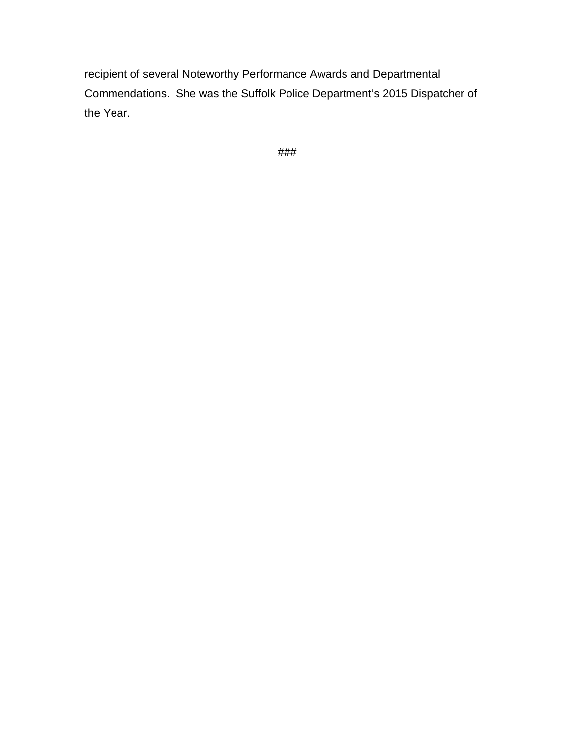recipient of several Noteworthy Performance Awards and Departmental Commendations.  She was the Suffolk Police Department's 2015 Dispatcher of the Year.

###